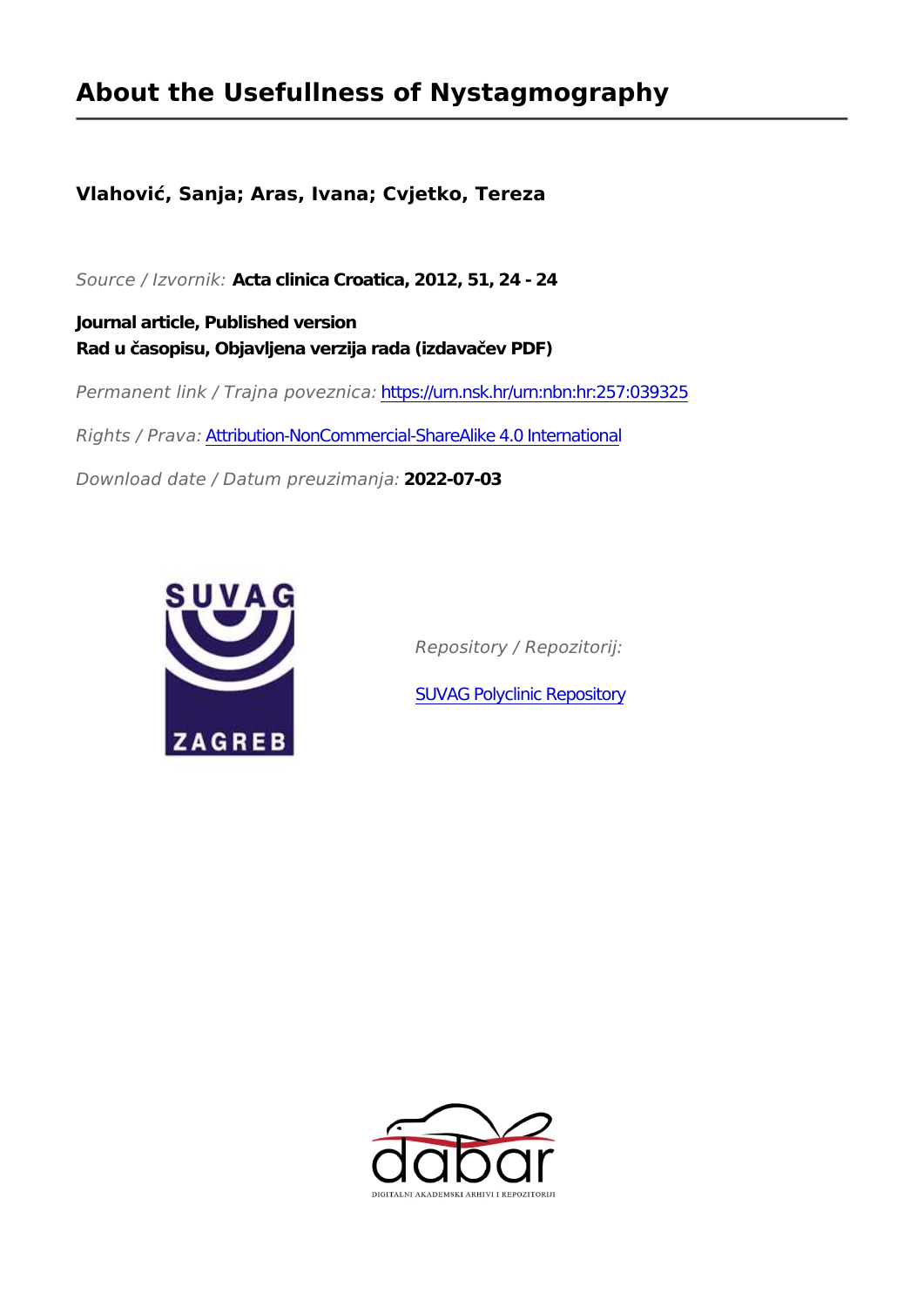# About the Usefullness of Nystagmography

**Vlahović, Sanja; Aras, Ivana; Cvjetko, Tereza**

*Source / Izvornik:* **Acta clinica Croatica, 2012, 51, 24 - 24**

**Journal article, Published version**
**Rad u časopisu, Objavljena verzija rada (izdavačev PDF)**

*Permanent link / Trajna poveznica:* https://urn.nsk.hr/urn:nbn:hr:257:039325

*Rights / Prava:* Attribution-NonCommercial-ShareAlike 4.0 International

*Download date / Datum preuzimanja:* **2022-07-03**

*Repository / Repozitorij:*

SUVAG Polyclinic Repository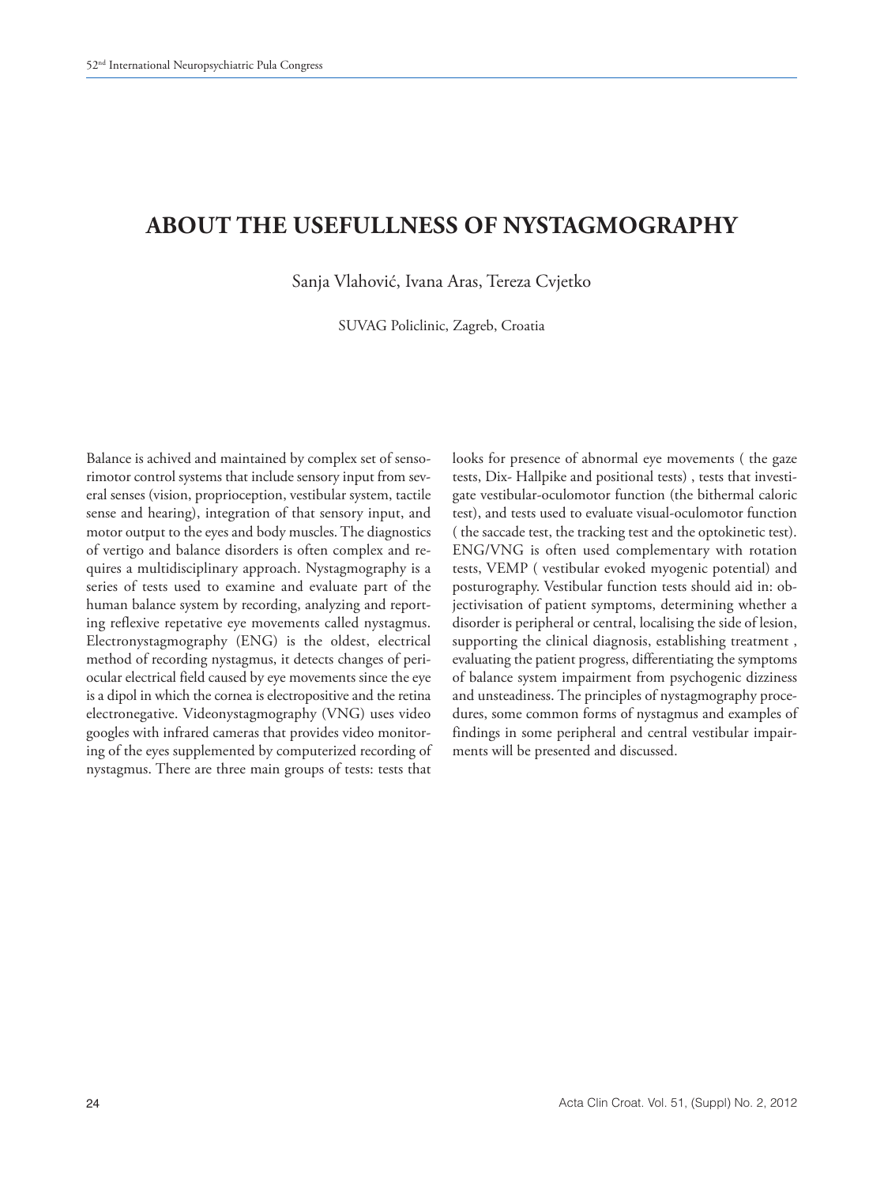# ABOUT THE USEFULLNESS OF NYSTAGMOGRAPHY

Sanja Vlahović, Ivana Aras, Tereza Cvjetko

SUVAG Policlinic, Zagreb, Croatia

Balance is achived and maintained by complex set of sensorimotor control systems that include sensory input from several senses (vision, proprioception, vestibular system, tactile sense and hearing), integration of that sensory input, and motor output to the eyes and body muscles. The diagnostics of vertigo and balance disorders is often complex and requires a multidisciplinary approach. Nystagmography is a series of tests used to examine and evaluate part of the human balance system by recording, analyzing and reporting reflexive repetative eye movements called nystagmus. Electronystagmography (ENG) is the oldest, electrical method of recording nystagmus, it detects changes of periocular electrical field caused by eye movements since the eye is a dipol in which the cornea is electropositive and the retina electronegative. Videonystagmography (VNG) uses video googles with infrared cameras that provides video monitoring of the eyes supplemented by computerized recording of nystagmus. There are three main groups of tests: tests that looks for presence of abnormal eye movements ( the gaze tests, Dix- Hallpike and positional tests) , tests that investigate vestibular-oculomotor function (the bithermal caloric test), and tests used to evaluate visual-oculomotor function ( the saccade test, the tracking test and the optokinetic test). ENG/VNG is often used complementary with rotation tests, VEMP ( vestibular evoked myogenic potential) and posturography. Vestibular function tests should aid in: objectivisation of patient symptoms, determining whether a disorder is peripheral or central, localising the side of lesion, supporting the clinical diagnosis, establishing treatment , evaluating the patient progress, differentiating the symptoms of balance system impairment from psychogenic dizziness and unsteadiness. The principles of nystagmography procedures, some common forms of nystagmus and examples of findings in some peripheral and central vestibular impairments will be presented and discussed.